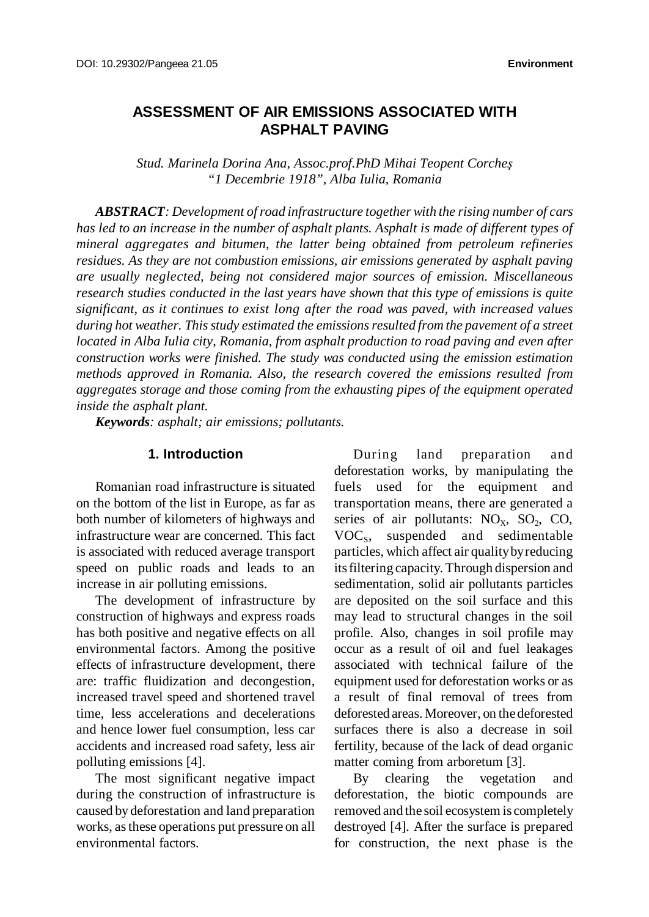DOI: 10.29302/Pangeea 21.05 **Environment**

# ASSESSMENT OF AIR EMISSIONS ASSOCIATED WITH ASPHALT PAVING

*Stud. Marinela Dorina Ana, Assoc.prof.PhD Mihai Teopent Corcheş*
*"1 Decembrie 1918", Alba Iulia, Romania*

***ABSTRACT****: Development of road infrastructure together with the rising number of cars has led to an increase in the number of asphalt plants. Asphalt is made of different types of mineral aggregates and bitumen, the latter being obtained from petroleum refineries residues. As they are not combustion emissions, air emissions generated by asphalt paving are usually neglected, being not considered major sources of emission. Miscellaneous research studies conducted in the last years have shown that this type of emissions is quite significant, as it continues to exist long after the road was paved, with increased values during hot weather. This study estimated the emissions resulted from the pavement of a street located in Alba Iulia city, Romania, from asphalt production to road paving and even after construction works were finished. The study was conducted using the emission estimation methods approved in Romania. Also, the research covered the emissions resulted from aggregates storage and those coming from the exhausting pipes of the equipment operated inside the asphalt plant.*

***Keywords****: asphalt; air emissions; pollutants.*

## 1. Introduction

Romanian road infrastructure is situated on the bottom of the list in Europe, as far as both number of kilometers of highways and infrastructure wear are concerned. This fact is associated with reduced average transport speed on public roads and leads to an increase in air polluting emissions.

The development of infrastructure by construction of highways and express roads has both positive and negative effects on all environmental factors. Among the positive effects of infrastructure development, there are: traffic fluidization and decongestion, increased travel speed and shortened travel time, less accelerations and decelerations and hence lower fuel consumption, less car accidents and increased road safety, less air polluting emissions [4].

The most significant negative impact during the construction of infrastructure is caused by deforestation and land preparation works, as these operations put pressure on all environmental factors.

During land preparation and deforestation works, by manipulating the fuels used for the equipment and transportation means, there are generated a series of air pollutants: $NO_X$, $SO_2$, CO, $VOC_S$, suspended and sedimentable particles, which affect air quality by reducing its filtering capacity. Through dispersion and sedimentation, solid air pollutants particles are deposited on the soil surface and this may lead to structural changes in the soil profile. Also, changes in soil profile may occur as a result of oil and fuel leakages associated with technical failure of the equipment used for deforestation works or as a result of final removal of trees from deforested areas. Moreover, on the deforested surfaces there is also a decrease in soil fertility, because of the lack of dead organic matter coming from arboretum [3].

By clearing the vegetation and deforestation, the biotic compounds are removed and the soil ecosystem is completely destroyed [4]. After the surface is prepared for construction, the next phase is the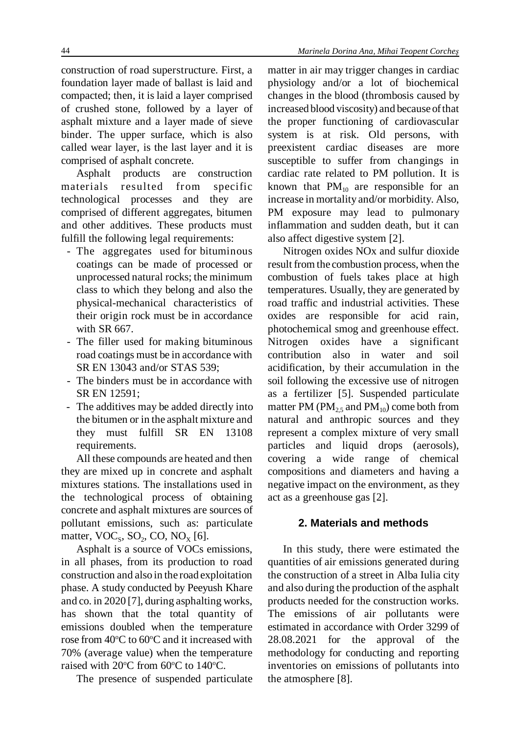construction of road superstructure. First, a foundation layer made of ballast is laid and compacted; then, it is laid a layer comprised of crushed stone, followed by a layer of asphalt mixture and a layer made of sieve binder. The upper surface, which is also called wear layer, is the last layer and it is comprised of asphalt concrete.

Asphalt products are construction materials resulted from specific technological processes and they are comprised of different aggregates, bitumen and other additives. These products must fulfill the following legal requirements:

- The aggregates used for bituminous coatings can be made of processed or unprocessed natural rocks; the minimum class to which they belong and also the physical-mechanical characteristics of their origin rock must be in accordance with SR 667.
- The filler used for making bituminous road coatings must be in accordance with SR EN 13043 and/or STAS 539;
- The binders must be in accordance with SR EN 12591;
- The additives may be added directly into the bitumen or in the asphalt mixture and they must fulfill SR EN 13108 requirements.

All these compounds are heated and then they are mixed up in concrete and asphalt mixtures stations. The installations used in the technological process of obtaining concrete and asphalt mixtures are sources of pollutant emissions, such as: particulate matter, $VOC_S$, $SO_2$, CO, $NO_X$ [6].

Asphalt is a source of VOCs emissions, in all phases, from its production to road construction and also in the road exploitation phase. A study conducted by Peeyush Khare and co. in 2020 [7], during asphalting works, has shown that the total quantity of emissions doubled when the temperature rose from 40°C to 60°C and it increased with 70% (average value) when the temperature raised with 20°C from 60°C to 140°C.

The presence of suspended particulate matter in air may trigger changes in cardiac physiology and/or a lot of biochemical changes in the blood (thrombosis caused by increased blood viscosity) and because of that the proper functioning of cardiovascular system is at risk. Old persons, with preexistent cardiac diseases are more susceptible to suffer from changings in cardiac rate related to PM pollution. It is known that $PM_{10}$ are responsible for an increase in mortality and/or morbidity. Also, PM exposure may lead to pulmonary inflammation and sudden death, but it can also affect digestive system [2].

Nitrogen oxides NOx and sulfur dioxide result from the combustion process, when the combustion of fuels takes place at high temperatures. Usually, they are generated by road traffic and industrial activities. These oxides are responsible for acid rain, photochemical smog and greenhouse effect. Nitrogen oxides have a significant contribution also in water and soil acidification, by their accumulation in the soil following the excessive use of nitrogen as a fertilizer [5]. Suspended particulate matter PM ($PM_{2,5}$ and $PM_{10}$) come both from natural and anthropic sources and they represent a complex mixture of very small particles and liquid drops (aerosols), covering a wide range of chemical compositions and diameters and having a negative impact on the environment, as they act as a greenhouse gas [2].

## 2. Materials and methods

In this study, there were estimated the quantities of air emissions generated during the construction of a street in Alba Iulia city and also during the production of the asphalt products needed for the construction works. The emissions of air pollutants were estimated in accordance with Order 3299 of 28.08.2021 for the approval of the methodology for conducting and reporting inventories on emissions of pollutants into the atmosphere [8].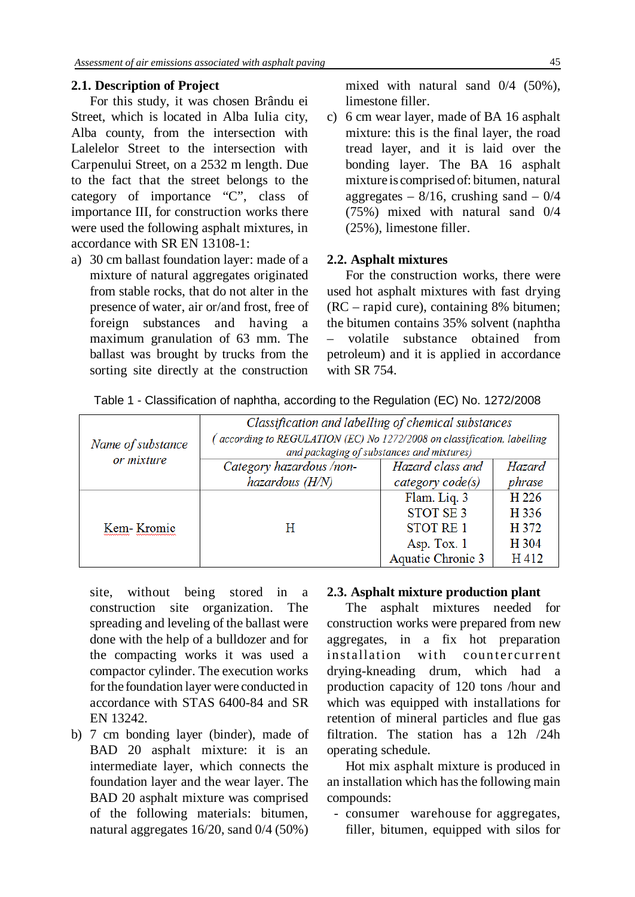## 2.1. Description of Project

For this study, it was chosen Brându ei Street, which is located in Alba Iulia city, Alba county, from the intersection with Lalelelor Street to the intersection with Carpenului Street, on a 2532 m length. Due to the fact that the street belongs to the category of importance "C", class of importance III, for construction works there were used the following asphalt mixtures, in accordance with SR EN 13108-1:

a) 30 cm ballast foundation layer: made of a mixture of natural aggregates originated from stable rocks, that do not alter in the presence of water, air or/and frost, free of foreign substances and having a maximum granulation of 63 mm. The ballast was brought by trucks from the sorting site directly at the construction site, without being stored in a construction site organization. The spreading and leveling of the ballast were done with the help of a bulldozer and for the compacting works it was used a compactor cylinder. The execution works for the foundation layer were conducted in accordance with STAS 6400-84 and SR EN 13242.

b) 7 cm bonding layer (binder), made of BAD 20 asphalt mixture: it is an intermediate layer, which connects the foundation layer and the wear layer. The BAD 20 asphalt mixture was comprised of the following materials: bitumen, natural aggregates 16/20, sand 0/4 (50%) mixed with natural sand 0/4 (50%), limestone filler.

c) 6 cm wear layer, made of BA 16 asphalt mixture: this is the final layer, the road tread layer, and it is laid over the bonding layer. The BA 16 asphalt mixture is comprised of: bitumen, natural aggregates – 8/16, crushing sand – 0/4 (75%) mixed with natural sand 0/4 (25%), limestone filler.

## 2.2. Asphalt mixtures

For the construction works, there were used hot asphalt mixtures with fast drying (RC – rapid cure), containing 8% bitumen; the bitumen contains 35% solvent (naphtha – volatile substance obtained from petroleum) and it is applied in accordance with SR 754.

Table 1 - Classification of naphtha, according to the Regulation (EC) No. 1272/2008

| *Name of substance or mixture* | *Classification and labelling of chemical substances (according to REGULATION (EC) No 1272/2008 on classification, labelling and packaging of substances and mixtures)* | | |
|---|---|---|---|
| | *Category hazardous /non-hazardous (H/N)* | *Hazard class and category code(s)* | *Hazard phrase* |
| Kem- Kromic | H | Flam. Liq. 3<br>STOT SE 3<br>STOT RE 1<br>Asp. Tox. 1<br>Aquatic Chronic 3 | H 226<br>H 336<br>H 372<br>H 304<br>H 412 |

## 2.3. Asphalt mixture production plant

The asphalt mixtures needed for construction works were prepared from new aggregates, in a fix hot preparation installation with countercurrent drying-kneading drum, which had a production capacity of 120 tons /hour and which was equipped with installations for retention of mineral particles and flue gas filtration. The station has a 12h /24h operating schedule.

Hot mix asphalt mixture is produced in an installation which has the following main compounds:

- consumer warehouse for aggregates, filler, bitumen, equipped with silos for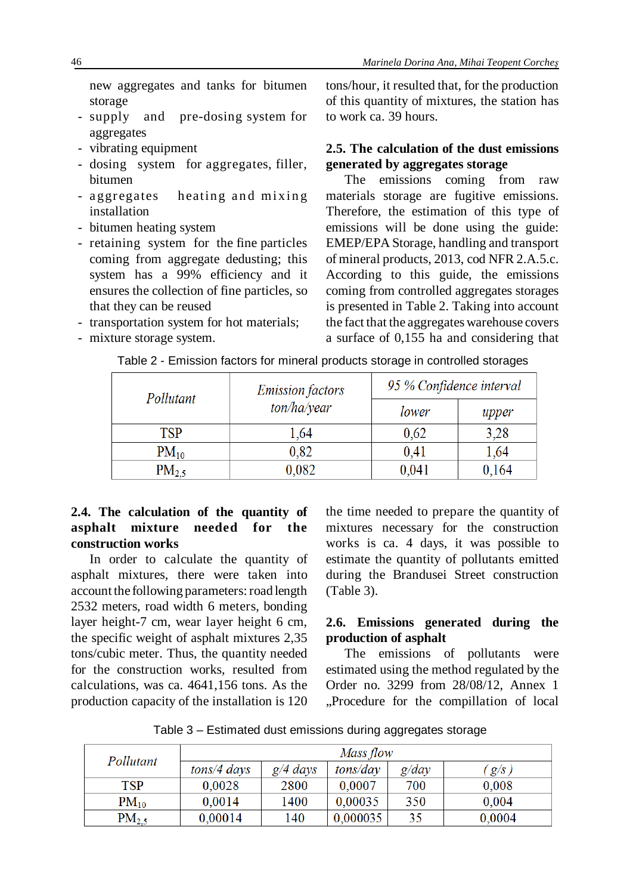new aggregates and tanks for bitumen storage
- supply and pre-dosing system for aggregates
- vibrating equipment
- dosing system for aggregates, filler, bitumen
- aggregates heating and mixing installation
- bitumen heating system
- retaining system for the fine particles coming from aggregate dedusting; this system has a 99% efficiency and it ensures the collection of fine particles, so that they can be reused
- transportation system for hot materials;
- mixture storage system.

### 2.4. The calculation of the quantity of asphalt mixture needed for the construction works

In order to calculate the quantity of asphalt mixtures, there were taken into account the following parameters: road length 2532 meters, road width 6 meters, bonding layer height-7 cm, wear layer height 6 cm, the specific weight of asphalt mixtures 2,35 tons/cubic meter. Thus, the quantity needed for the construction works, resulted from calculations, was ca. 4641,156 tons. As the production capacity of the installation is 120 tons/hour, it resulted that, for the production of this quantity of mixtures, the station has to work ca. 39 hours.

### 2.5. The calculation of the dust emissions generated by aggregates storage

The emissions coming from raw materials storage are fugitive emissions. Therefore, the estimation of this type of emissions will be done using the guide: EMEP/EPA Storage, handling and transport of mineral products, 2013, cod NFR 2.A.5.c. According to this guide, the emissions coming from controlled aggregates storages is presented in Table 2. Taking into account the fact that the aggregates warehouse covers a surface of 0,155 ha and considering that the time needed to prepare the quantity of mixtures necessary for the construction works is ca. 4 days, it was possible to estimate the quantity of pollutants emitted during the Brandusei Street construction (Table 3).

Table 2 - Emission factors for mineral products storage in controlled storages

| *Pollutant* | *Emission factors ton/ha/year* | *95 % Confidence interval* | |
|---|---|---|---|
| | | *lower* | *upper* |
| TSP | 1,64 | 0,62 | 3,28 |
| $PM_{10}$ | 0,82 | 0,41 | 1,64 |
| $PM_{2,5}$ | 0,082 | 0,041 | 0,164 |

### 2.6. Emissions generated during the production of asphalt

The emissions of pollutants were estimated using the method regulated by the Order no. 3299 from 28/08/12, Annex 1 „Procedure for the compillation of local

Table 3 – Estimated dust emissions during aggregates storage

| *Pollutant* | *Mass flow* | | | | |
|---|---|---|---|---|---|
| | *tons/4 days* | *g/4 days* | *tons/day* | *g/day* | *( g/s )* |
| TSP | 0,0028 | 2800 | 0,0007 | 700 | 0,008 |
| $PM_{10}$ | 0,0014 | 1400 | 0,00035 | 350 | 0,004 |
| $PM_{2,5}$ | 0,00014 | 140 | 0,000035 | 35 | 0,0004 |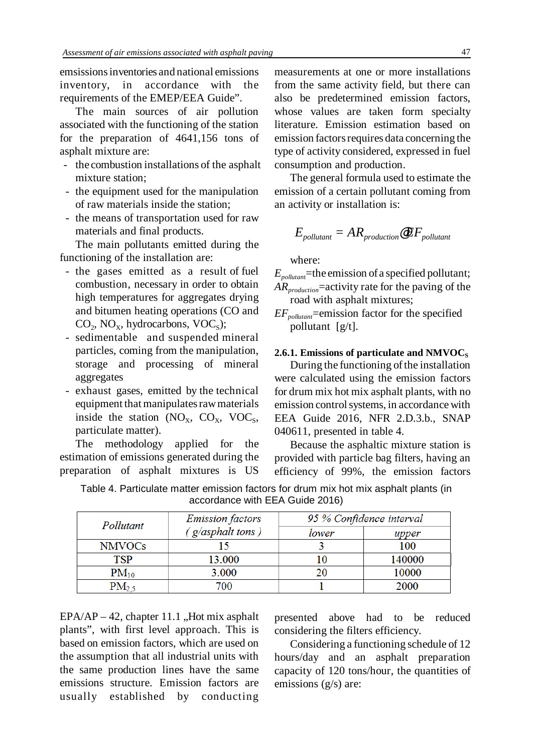emissions inventories and national emissions inventory, in accordance with the requirements of the EMEP/EEA Guide".

The main sources of air pollution associated with the functioning of the station for the preparation of 4641,156 tons of asphalt mixture are:

- the combustion installations of the asphalt mixture station;
- the equipment used for the manipulation of raw materials inside the station;
- the means of transportation used for raw materials and final products.

The main pollutants emitted during the functioning of the installation are:

- the gases emitted as a result of fuel combustion, necessary in order to obtain high temperatures for aggregates drying and bitumen heating operations (CO and $CO_2$, $NO_X$, hydrocarbons, $VOC_S$);
- sedimentable and suspended mineral particles, coming from the manipulation, storage and processing of mineral aggregates
- exhaust gases, emitted by the technical equipment that manipulates raw materials inside the station ($NO_X$, $CO_X$, $VOC_S$, particulate matter).

The methodology applied for the estimation of emissions generated during the preparation of asphalt mixtures is US EPA/AP – 42, chapter 11.1 „Hot mix asphalt plants", with first level approach. This is based on emission factors, which are used on the assumption that all industrial units with the same production lines have the same emissions structure. Emission factors are usually established by conducting measurements at one or more installations from the same activity field, but there can also be predetermined emission factors, whose values are taken form specialty literature. Emission estimation based on emission factors requires data concerning the type of activity considered, expressed in fuel consumption and production.

The general formula used to estimate the emission of a certain pollutant coming from an activity or installation is:

$$E_{pollutant} = AR_{production} \cdot EF_{pollutant}$$

where:

$E_{pollutant}$=the emission of a specified pollutant;
$AR_{production}$=activity rate for the paving of the road with asphalt mixtures;
$EF_{pollutant}$=emission factor for the specified pollutant [g/t].

### 2.6.1. Emissions of particulate and $NMVOC_S$

During the functioning of the installation were calculated using the emission factors for drum mix hot mix asphalt plants, with no emission control systems, in accordance with EEA Guide 2016, NFR 2.D.3.b., SNAP 040611, presented in table 4.

Table 4. Particulate matter emission factors for drum mix hot mix asphalt plants (in accordance with EEA Guide 2016)

| *Pollutant* | *Emission factors ( g/asphalt tons )* | *95 % Confidence interval* | |
|---|---|---|---|
| | | *lower* | *upper* |
| NMVOCs | 15 | 3 | 100 |
| TSP | 13.000 | 10 | 140000 |
| $PM_{10}$ | 3.000 | 20 | 10000 |
| $PM_{2,5}$ | 700 | 1 | 2000 |

Because the asphaltic mixture station is provided with particle bag filters, having an efficiency of 99%, the emission factors presented above had to be reduced considering the filters efficiency.

Considering a functioning schedule of 12 hours/day and an asphalt preparation capacity of 120 tons/hour, the quantities of emissions (g/s) are: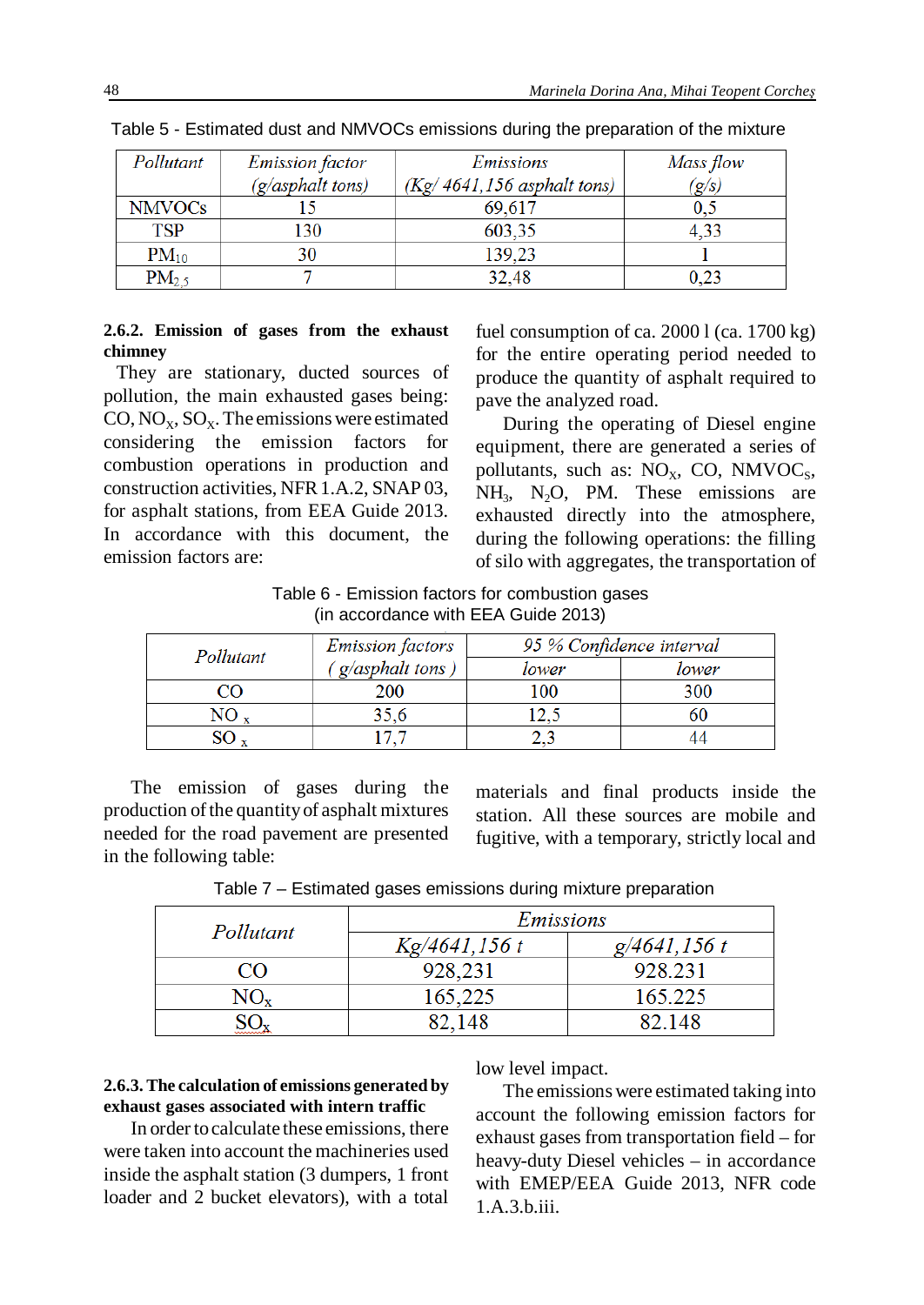Table 5 - Estimated dust and NMVOCs emissions during the preparation of the mixture

| *Pollutant* | *Emission factor (g/asphalt tons)* | *Emissions (Kg/ 4641,156 asphalt tons)* | *Mass flow (g/s)* |
|---|---|---|---|
| NMVOCs | 15 | 69,617 | 0,5 |
| TSP | 130 | 603,35 | 4,33 |
| $PM_{10}$ | 30 | 139,23 | 1 |
| $PM_{2,5}$ | 7 | 32,48 | 0,23 |

**2.6.2. Emission of gases from the exhaust chimney**

They are stationary, ducted sources of pollution, the main exhausted gases being: CO, $NO_X$, $SO_X$. The emissions were estimated considering the emission factors for combustion operations in production and construction activities, NFR 1.A.2, SNAP 03, for asphalt stations, from EEA Guide 2013. In accordance with this document, the emission factors are:

Table 6 - Emission factors for combustion gases (in accordance with EEA Guide 2013)

| *Pollutant* | *Emission factors ( g/asphalt tons )* | *95 % Confidence interval* | |
|---|---|---|---|
| | | *lower* | *lower* |
| CO | 200 | 100 | 300 |
| $NO_x$ | 35,6 | 12,5 | 60 |
| $SO_x$ | 17,7 | 2,3 | 44 |

The emission of gases during the production of the quantity of asphalt mixtures needed for the road pavement are presented in the following table:

Table 7 – Estimated gases emissions during mixture preparation

| *Pollutant* | *Emissions* | |
|---|---|---|
| | *Kg/4641,156 t* | *g/4641,156 t* |
| CO | 928,231 | 928.231 |
| $NO_x$ | 165,225 | 165.225 |
| $SO_x$ | 82,148 | 82.148 |

**2.6.3. The calculation of emissions generated by exhaust gases associated with intern traffic**

In order to calculate these emissions, there were taken into account the machineries used inside the asphalt station (3 dumpers, 1 front loader and 2 bucket elevators), with a total fuel consumption of ca. 2000 l (ca. 1700 kg) for the entire operating period needed to produce the quantity of asphalt required to pave the analyzed road.

During the operating of Diesel engine equipment, there are generated a series of pollutants, such as: $NO_X$, CO, $NMVOC_S$, $NH_3$, $N_2O$, PM. These emissions are exhausted directly into the atmosphere, during the following operations: the filling of silo with aggregates, the transportation of materials and final products inside the station. All these sources are mobile and fugitive, with a temporary, strictly local and low level impact.

The emissions were estimated taking into account the following emission factors for exhaust gases from transportation field – for heavy-duty Diesel vehicles – in accordance with EMEP/EEA Guide 2013, NFR code 1.A.3.b.iii.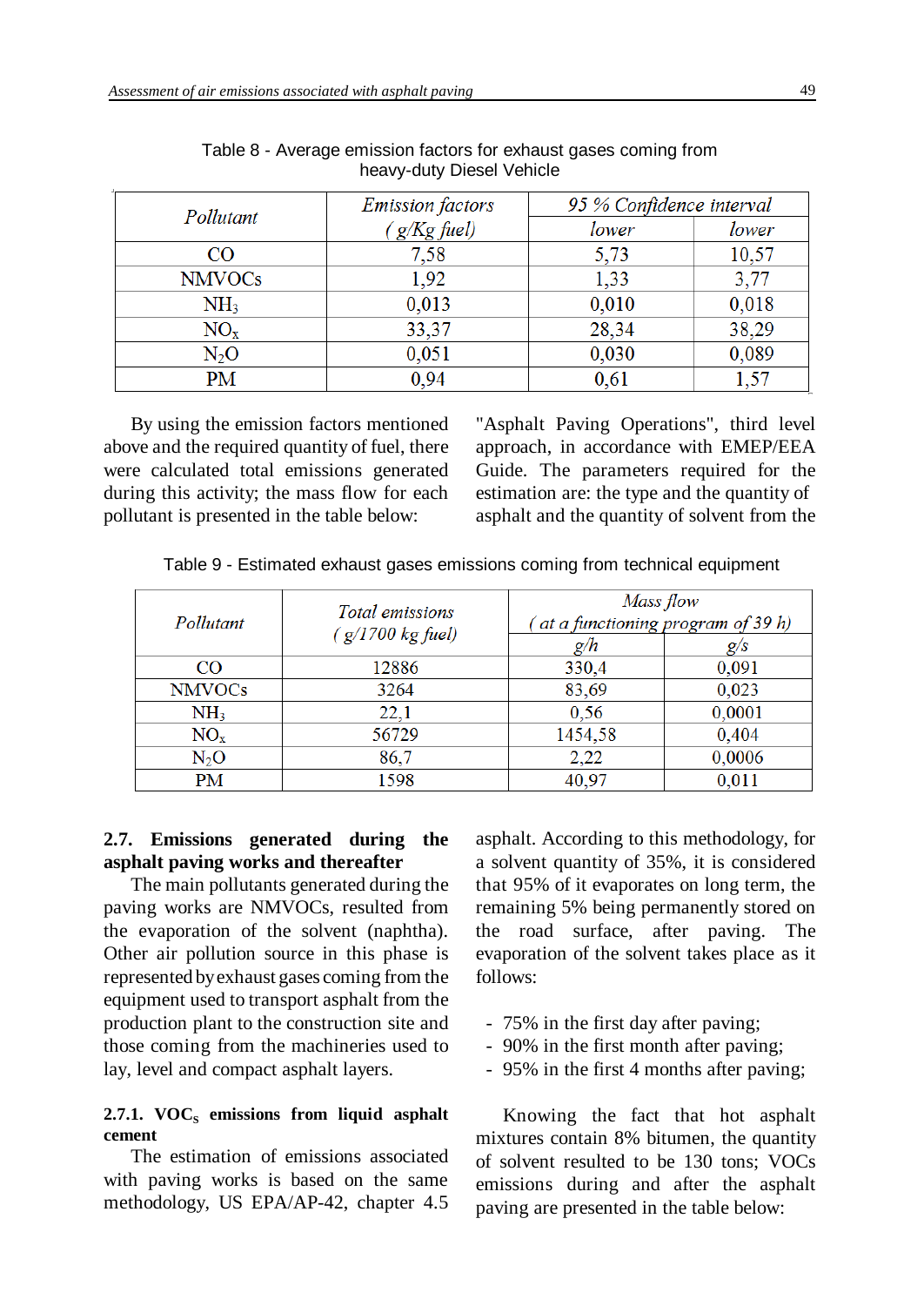Table 8 - Average emission factors for exhaust gases coming from heavy-duty Diesel Vehicle

| *Pollutant* | *Emission factors ( g/Kg fuel)* | *95 % Confidence interval* | |
|---|---|---|---|
| | | *lower* | *lower* |
| CO | 7,58 | 5,73 | 10,57 |
| NMVOCs | 1,92 | 1,33 | 3,77 |
| $NH_3$ | 0,013 | 0,010 | 0,018 |
| $NO_x$ | 33,37 | 28,34 | 38,29 |
| $N_2O$ | 0,051 | 0,030 | 0,089 |
| PM | 0,94 | 0,61 | 1,57 |

By using the emission factors mentioned above and the required quantity of fuel, there were calculated total emissions generated during this activity; the mass flow for each pollutant is presented in the table below:

Table 9 - Estimated exhaust gases emissions coming from technical equipment

| *Pollutant* | *Total emissions ( g/1700 kg fuel)* | *Mass flow ( at a functioning program of 39 h)* | |
|---|---|---|---|
| | | *g/h* | *g/s* |
| CO | 12886 | 330,4 | 0,091 |
| NMVOCs | 3264 | 83,69 | 0,023 |
| $NH_3$ | 22,1 | 0,56 | 0,0001 |
| $NO_x$ | 56729 | 1454,58 | 0,404 |
| $N_2O$ | 86,7 | 2,22 | 0,0006 |
| PM | 1598 | 40,97 | 0,011 |

## 2.7. Emissions generated during the asphalt paving works and thereafter

The main pollutants generated during the paving works are NMVOCs, resulted from the evaporation of the solvent (naphtha). Other air pollution source in this phase is represented by exhaust gases coming from the equipment used to transport asphalt from the production plant to the construction site and those coming from the machineries used to lay, level and compact asphalt layers.

### 2.7.1. $VOC_S$ emissions from liquid asphalt cement

The estimation of emissions associated with paving works is based on the same methodology, US EPA/AP-42, chapter 4.5 "Asphalt Paving Operations", third level approach, in accordance with EMEP/EEA Guide. The parameters required for the estimation are: the type and the quantity of asphalt and the quantity of solvent from the asphalt. According to this methodology, for a solvent quantity of 35%, it is considered that 95% of it evaporates on long term, the remaining 5% being permanently stored on the road surface, after paving. The evaporation of the solvent takes place as it follows:

- 75% in the first day after paving;
- 90% in the first month after paving;
- 95% in the first 4 months after paving;

Knowing the fact that hot asphalt mixtures contain 8% bitumen, the quantity of solvent resulted to be 130 tons; VOCs emissions during and after the asphalt paving are presented in the table below: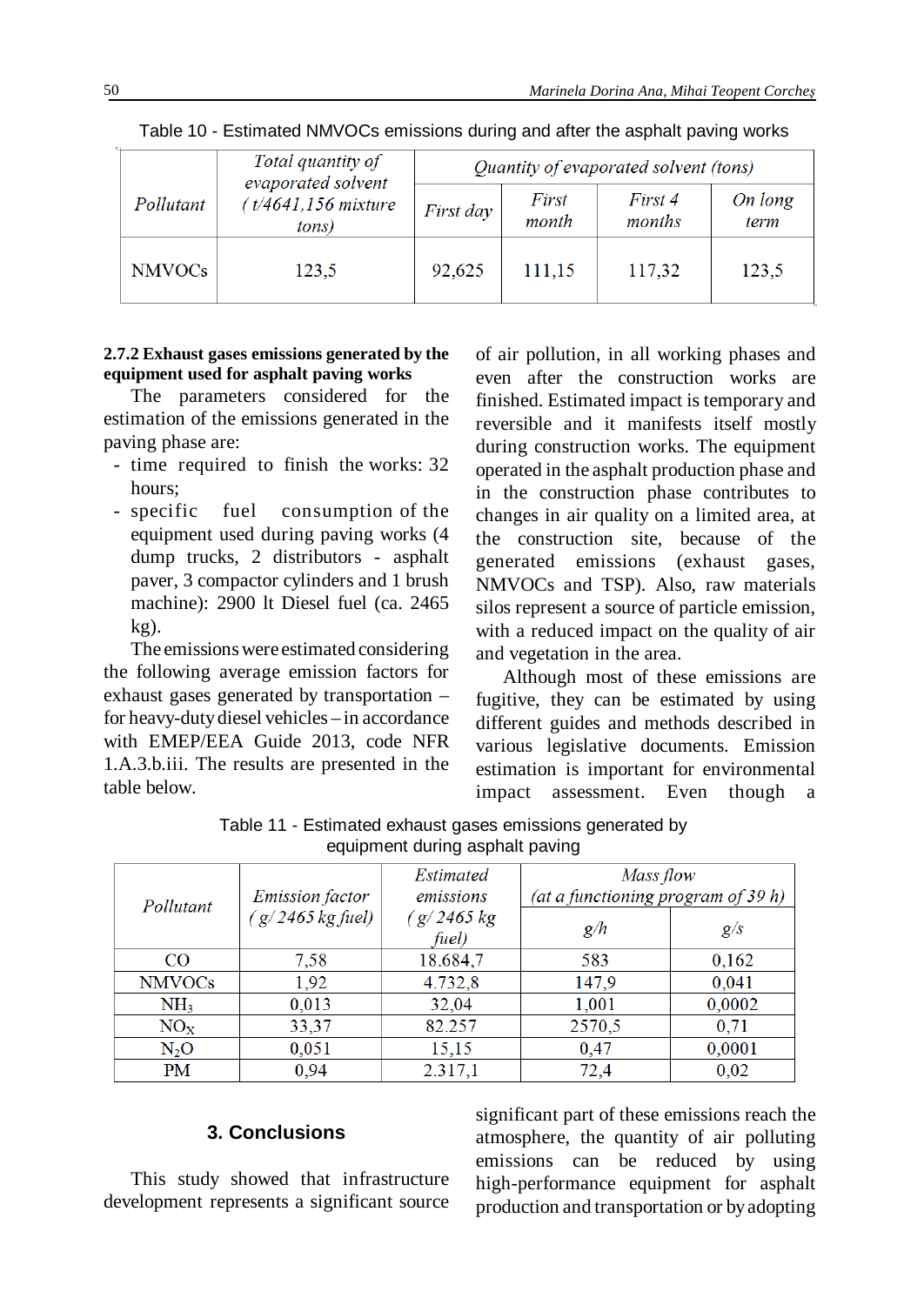Table 10 - Estimated NMVOCs emissions during and after the asphalt paving works

| *Pollutant* | *Total quantity of evaporated solvent (t/4641,156 mixture tons)* | *Quantity of evaporated solvent (tons)* | | | |
|---|---|---|---|---|---|
| | | *First day* | *First month* | *First 4 months* | *On long term* |
| NMVOCs | 123,5 | 92,625 | 111,15 | 117,32 | 123,5 |

**2.7.2 Exhaust gases emissions generated by the equipment used for asphalt paving works**

The parameters considered for the estimation of the emissions generated in the paving phase are:

- time required to finish the works: 32 hours;
- specific fuel consumption of the equipment used during paving works (4 dump trucks, 2 distributors - asphalt paver, 3 compactor cylinders and 1 brush machine): 2900 lt Diesel fuel (ca. 2465 kg).

The emissions were estimated considering the following average emission factors for exhaust gases generated by transportation – for heavy-duty diesel vehicles – in accordance with EMEP/EEA Guide 2013, code NFR 1.A.3.b.iii. The results are presented in the table below.

Table 11 - Estimated exhaust gases emissions generated by equipment during asphalt paving

| *Pollutant* | *Emission factor (g/ 2465 kg fuel)* | *Estimated emissions (g/ 2465 kg fuel)* | *Mass flow (at a functioning program of 39 h)* | |
|---|---|---|---|---|
| | | | *g/h* | *g/s* |
| CO | 7,58 | 18.684,7 | 583 | 0,162 |
| NMVOCs | 1,92 | 4.732,8 | 147,9 | 0,041 |
| $NH_3$ | 0,013 | 32,04 | 1,001 | 0,0002 |
| $NO_X$ | 33,37 | 82.257 | 2570,5 | 0,71 |
| $N_2O$ | 0,051 | 15,15 | 0,47 | 0,0001 |
| PM | 0,94 | 2.317,1 | 72,4 | 0,02 |

## 3. Conclusions

This study showed that infrastructure development represents a significant source of air pollution, in all working phases and even after the construction works are finished. Estimated impact is temporary and reversible and it manifests itself mostly during construction works. The equipment operated in the asphalt production phase and in the construction phase contributes to changes in air quality on a limited area, at the construction site, because of the generated emissions (exhaust gases, NMVOCs and TSP). Also, raw materials silos represent a source of particle emission, with a reduced impact on the quality of air and vegetation in the area.

Although most of these emissions are fugitive, they can be estimated by using different guides and methods described in various legislative documents. Emission estimation is important for environmental impact assessment. Even though a significant part of these emissions reach the atmosphere, the quantity of air polluting emissions can be reduced by using high-performance equipment for asphalt production and transportation or by adopting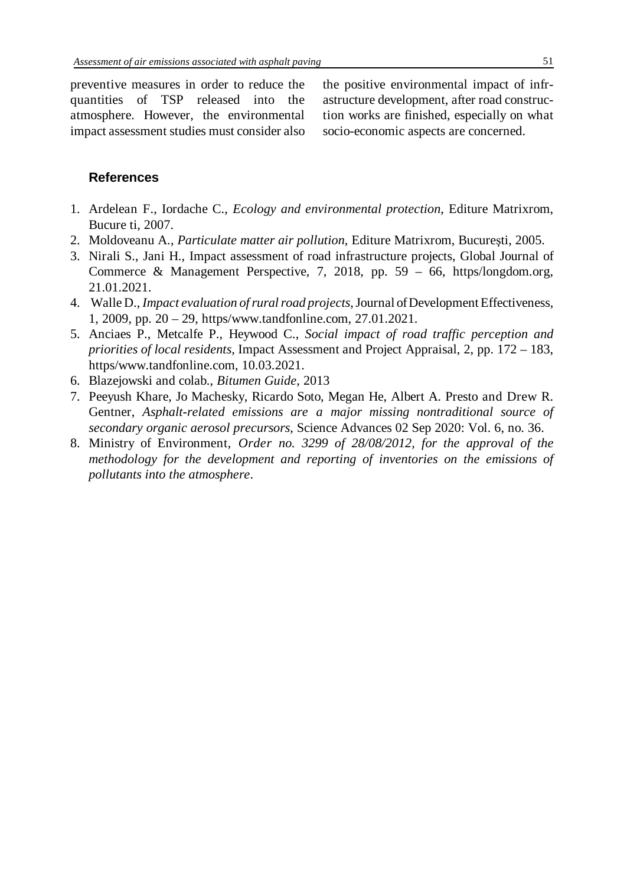preventive measures in order to reduce the quantities of TSP released into the atmosphere. However, the environmental impact assessment studies must consider also the positive environmental impact of infrastructure development, after road construction works are finished, especially on what socio-economic aspects are concerned.

## References

1. Ardelean F., Iordache C., *Ecology and environmental protection*, Editure Matrixrom, Bucure ti, 2007.
2. Moldoveanu A., *Particulate matter air pollution*, Editure Matrixrom, București, 2005.
3. Nirali S., Jani H., Impact assessment of road infrastructure projects, Global Journal of Commerce & Management Perspective, 7, 2018, pp. 59 – 66, https/longdom.org, 21.01.2021.
4. Walle D., *Impact evaluation of rural road projects*, Journal of Development Effectiveness, 1, 2009, pp. 20 – 29, https/www.tandfonline.com, 27.01.2021.
5. Anciaes P., Metcalfe P., Heywood C., *Social impact of road traffic perception and priorities of local residents*, Impact Assessment and Project Appraisal, 2, pp. 172 – 183, https/www.tandfonline.com, 10.03.2021.
6. Blazejowski and colab., *Bitumen Guide*, 2013
7. Peeyush Khare, Jo Machesky, Ricardo Soto, Megan He, Albert A. Presto and Drew R. Gentner, *Asphalt-related emissions are a major missing nontraditional source of secondary organic aerosol precursors*, Science Advances 02 Sep 2020: Vol. 6, no. 36.
8. Ministry of Environment, *Order no. 3299 of 28/08/2012, for the approval of the methodology for the development and reporting of inventories on the emissions of pollutants into the atmosphere*.